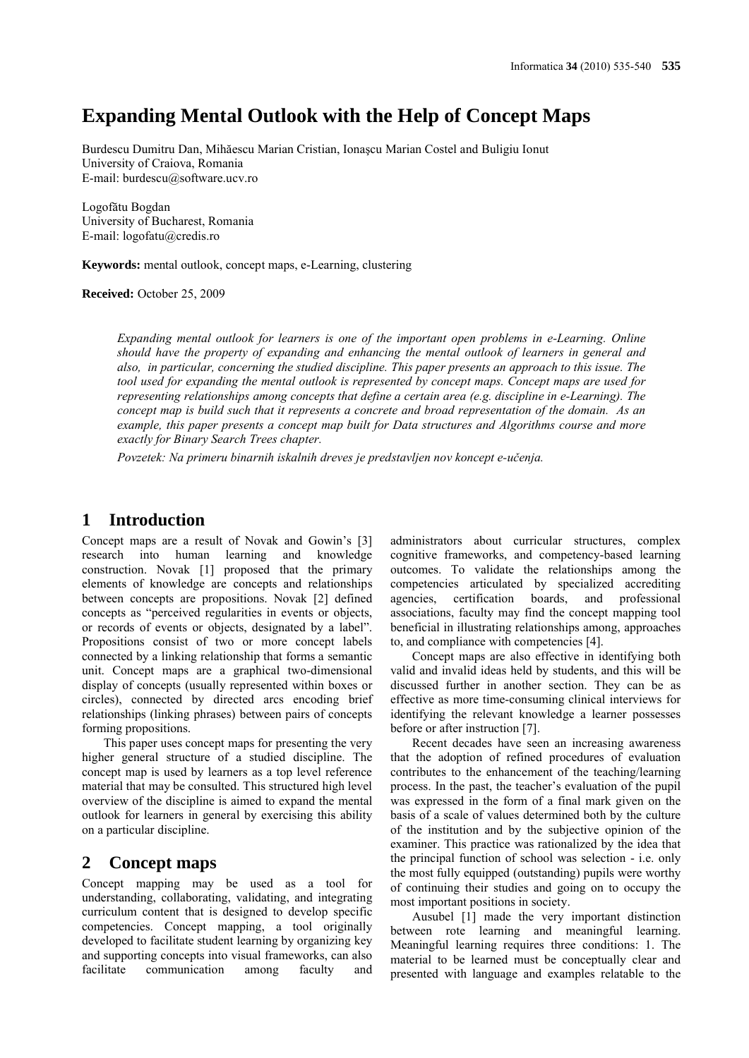# Expanding Mental Outlook with the Help of Concept Maps

Burdescu Dumitru Dan, Mihăescu Marian Cristian, Ionaşcu Marian Costel and Buligiu Ionut
University of Craiova, Romania
E-mail: burdescu@software.ucv.ro

Logofătu Bogdan
University of Bucharest, Romania
E-mail: logofatu@credis.ro

**Keywords:** mental outlook, concept maps, e-Learning, clustering

**Received:** October 25, 2009

*Expanding mental outlook for learners is one of the important open problems in e-Learning. Online should have the property of expanding and enhancing the mental outlook of learners in general and also, in particular, concerning the studied discipline. This paper presents an approach to this issue. The tool used for expanding the mental outlook is represented by concept maps. Concept maps are used for representing relationships among concepts that define a certain area (e.g. discipline in e-Learning). The concept map is build such that it represents a concrete and broad representation of the domain. As an example, this paper presents a concept map built for Data structures and Algorithms course and more exactly for Binary Search Trees chapter.*

*Povzetek: Na primeru binarnih iskalnih dreves je predstavljen nov koncept e-učenja.*

## 1 Introduction

Concept maps are a result of Novak and Gowin's [3] research into human learning and knowledge construction. Novak [1] proposed that the primary elements of knowledge are concepts and relationships between concepts are propositions. Novak [2] defined concepts as "perceived regularities in events or objects, or records of events or objects, designated by a label". Propositions consist of two or more concept labels connected by a linking relationship that forms a semantic unit. Concept maps are a graphical two-dimensional display of concepts (usually represented within boxes or circles), connected by directed arcs encoding brief relationships (linking phrases) between pairs of concepts forming propositions.

This paper uses concept maps for presenting the very higher general structure of a studied discipline. The concept map is used by learners as a top level reference material that may be consulted. This structured high level overview of the discipline is aimed to expand the mental outlook for learners in general by exercising this ability on a particular discipline.

## 2 Concept maps

Concept mapping may be used as a tool for understanding, collaborating, validating, and integrating curriculum content that is designed to develop specific competencies. Concept mapping, a tool originally developed to facilitate student learning by organizing key and supporting concepts into visual frameworks, can also facilitate communication among faculty and administrators about curricular structures, complex cognitive frameworks, and competency-based learning outcomes. To validate the relationships among the competencies articulated by specialized accrediting agencies, certification boards, and professional associations, faculty may find the concept mapping tool beneficial in illustrating relationships among, approaches to, and compliance with competencies [4].

Concept maps are also effective in identifying both valid and invalid ideas held by students, and this will be discussed further in another section. They can be as effective as more time-consuming clinical interviews for identifying the relevant knowledge a learner possesses before or after instruction [7].

Recent decades have seen an increasing awareness that the adoption of refined procedures of evaluation contributes to the enhancement of the teaching/learning process. In the past, the teacher's evaluation of the pupil was expressed in the form of a final mark given on the basis of a scale of values determined both by the culture of the institution and by the subjective opinion of the examiner. This practice was rationalized by the idea that the principal function of school was selection - i.e. only the most fully equipped (outstanding) pupils were worthy of continuing their studies and going on to occupy the most important positions in society.

Ausubel [1] made the very important distinction between rote learning and meaningful learning. Meaningful learning requires three conditions: 1. The material to be learned must be conceptually clear and presented with language and examples relatable to the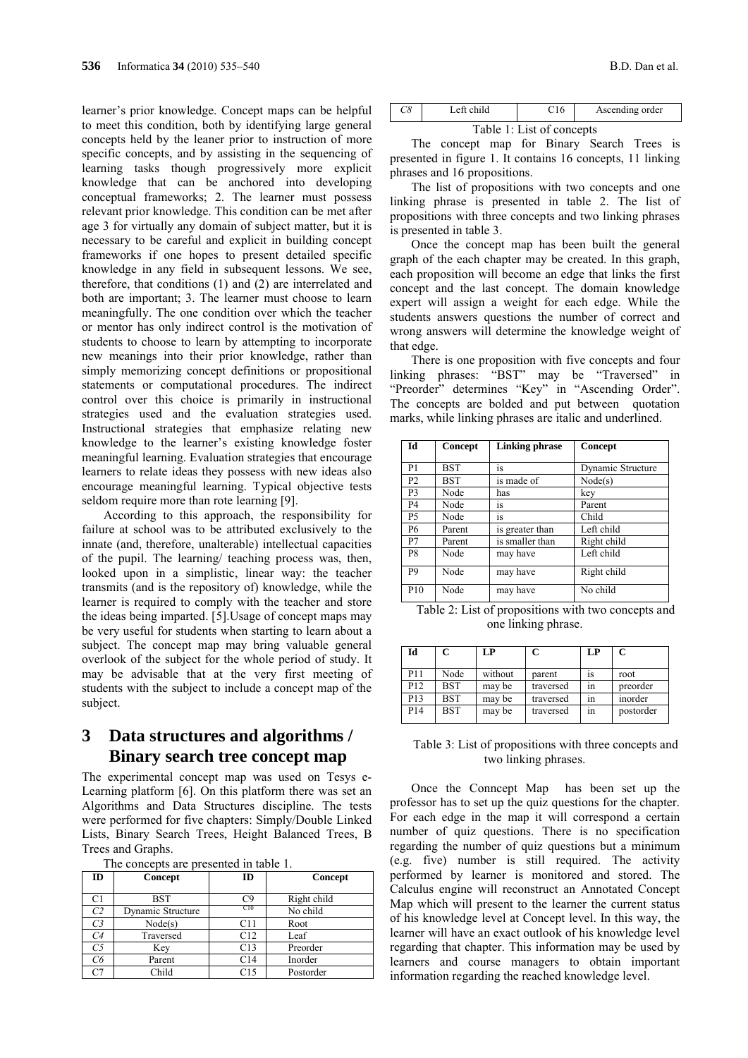learner's prior knowledge. Concept maps can be helpful to meet this condition, both by identifying large general concepts held by the leaner prior to instruction of more specific concepts, and by assisting in the sequencing of learning tasks though progressively more explicit knowledge that can be anchored into developing conceptual frameworks; 2. The learner must possess relevant prior knowledge. This condition can be met after age 3 for virtually any domain of subject matter, but it is necessary to be careful and explicit in building concept frameworks if one hopes to present detailed specific knowledge in any field in subsequent lessons. We see, therefore, that conditions (1) and (2) are interrelated and both are important; 3. The learner must choose to learn meaningfully. The one condition over which the teacher or mentor has only indirect control is the motivation of students to choose to learn by attempting to incorporate new meanings into their prior knowledge, rather than simply memorizing concept definitions or propositional statements or computational procedures. The indirect control over this choice is primarily in instructional strategies used and the evaluation strategies used. Instructional strategies that emphasize relating new knowledge to the learner's existing knowledge foster meaningful learning. Evaluation strategies that encourage learners to relate ideas they possess with new ideas also encourage meaningful learning. Typical objective tests seldom require more than rote learning [9].

According to this approach, the responsibility for failure at school was to be attributed exclusively to the innate (and, therefore, unalterable) intellectual capacities of the pupil. The learning/ teaching process was, then, looked upon in a simplistic, linear way: the teacher transmits (and is the repository of) knowledge, while the learner is required to comply with the teacher and store the ideas being imparted. [5].Usage of concept maps may be very useful for students when starting to learn about a subject. The concept map may bring valuable general overlook of the subject for the whole period of study. It may be advisable that at the very first meeting of students with the subject to include a concept map of the subject.

# 3 Data structures and algorithms / Binary search tree concept map

The experimental concept map was used on Tesys e-Learning platform [6]. On this platform there was set an Algorithms and Data Structures discipline. The tests were performed for five chapters: Simply/Double Linked Lists, Binary Search Trees, Height Balanced Trees, B Trees and Graphs.

The concepts are presented in table 1.

| ID | Concept | ID | Concept |
|---|---|---|---|
| C1 | BST | C9 | Right child |
| *C2* | Dynamic Structure | C10 | No child |
| *C3* | Node(s) | C11 | Root |
| *C4* | Traversed | C12 | Leaf |
| *C5* | Key | C13 | Preorder |
| *C6* | Parent | C14 | Inorder |
| C7 | Child | C15 | Postorder |
| *C8* | Left child | C16 | Ascending order |

Table 1: List of concepts

The concept map for Binary Search Trees is presented in figure 1. It contains 16 concepts, 11 linking phrases and 16 propositions.

The list of propositions with two concepts and one linking phrase is presented in table 2. The list of propositions with three concepts and two linking phrases is presented in table 3.

Once the concept map has been built the general graph of the each chapter may be created. In this graph, each proposition will become an edge that links the first concept and the last concept. The domain knowledge expert will assign a weight for each edge. While the students answers questions the number of correct and wrong answers will determine the knowledge weight of that edge.

There is one proposition with five concepts and four linking phrases: "BST" may be "Traversed" in "Preorder" determines "Key" in "Ascending Order". The concepts are bolded and put between quotation marks, while linking phrases are italic and underlined.

| Id | Concept | Linking phrase | Concept |
|---|---|---|---|
| P1 | BST | is | Dynamic Structure |
| P2 | BST | is made of | Node(s) |
| P3 | Node | has | key |
| P4 | Node | is | Parent |
| P5 | Node | is | Child |
| P6 | Parent | is greater than | Left child |
| P7 | Parent | is smaller than | Right child |
| P8 | Node | may have | Left child |
| P9 | Node | may have | Right child |
| P10 | Node | may have | No child |

Table 2: List of propositions with two concepts and one linking phrase.

| Id | C | LP | C | LP | C |
|---|---|---|---|---|---|
| P11 | Node | without | parent | is | root |
| P12 | BST | may be | traversed | in | preorder |
| P13 | BST | may be | traversed | in | inorder |
| P14 | BST | may be | traversed | in | postorder |

Table 3: List of propositions with three concepts and two linking phrases.

Once the Conncept Map has been set up the professor has to set up the quiz questions for the chapter. For each edge in the map it will correspond a certain number of quiz questions. There is no specification regarding the number of quiz questions but a minimum (e.g. five) number is still required. The activity performed by learner is monitored and stored. The Calculus engine will reconstruct an Annotated Concept Map which will present to the learner the current status of his knowledge level at Concept level. In this way, the learner will have an exact outlook of his knowledge level regarding that chapter. This information may be used by learners and course managers to obtain important information regarding the reached knowledge level.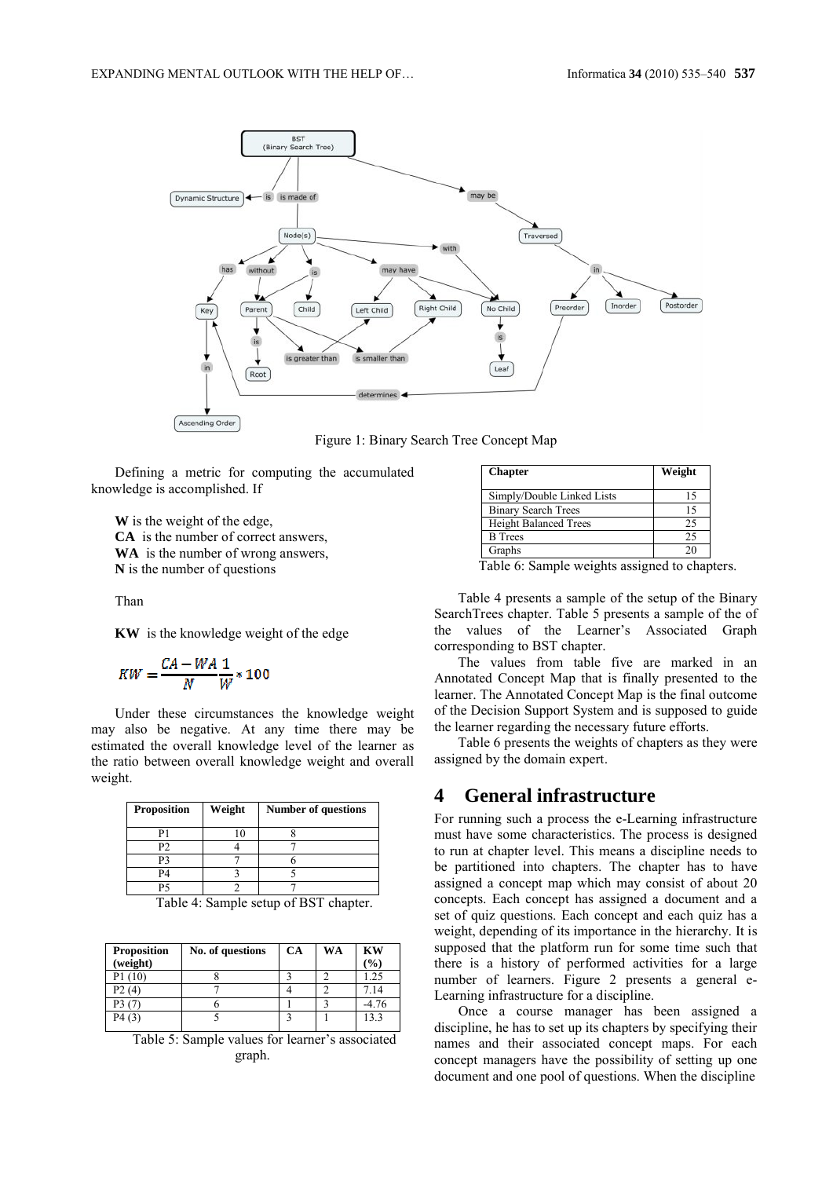Figure 1: Binary Search Tree Concept Map

Defining a metric for computing the accumulated knowledge is accomplished. If

**W** is the weight of the edge,
**CA** is the number of correct answers,
**WA** is the number of wrong answers,
**N** is the number of questions

Than

**KW** is the knowledge weight of the edge

$$KW = \frac{CA - WA}{N}\frac{1}{W} * 100$$

Under these circumstances the knowledge weight may also be negative. At any time there may be estimated the overall knowledge level of the learner as the ratio between overall knowledge weight and overall weight.

| Proposition | Weight | Number of questions |
|---|---|---|
| P1 | 10 | 8 |
| P2 | 4 | 7 |
| P3 | 7 | 6 |
| P4 | 3 | 5 |
| P5 | 2 | 7 |

Table 4: Sample setup of BST chapter.

| Proposition (weight) | No. of questions | CA | WA | KW (%) |
|---|---|---|---|---|
| P1 (10) | 8 | 3 | 2 | 1.25 |
| P2 (4) | 7 | 4 | 2 | 7.14 |
| P3 (7) | 6 | 1 | 3 | -4.76 |
| P4 (3) | 5 | 3 | 1 | 13.3 |

Table 5: Sample values for learner's associated graph.

| Chapter | Weight |
|---|---|
| Simply/Double Linked Lists | 15 |
| Binary Search Trees | 15 |
| Height Balanced Trees | 25 |
| B Trees | 25 |
| Graphs | 20 |

Table 6: Sample weights assigned to chapters.

Table 4 presents a sample of the setup of the Binary SearchTrees chapter. Table 5 presents a sample of the of the values of the Learner's Associated Graph corresponding to BST chapter.

The values from table five are marked in an Annotated Concept Map that is finally presented to the learner. The Annotated Concept Map is the final outcome of the Decision Support System and is supposed to guide the learner regarding the necessary future efforts.

Table 6 presents the weights of chapters as they were assigned by the domain expert.

# 4 General infrastructure

For running such a process the e-Learning infrastructure must have some characteristics. The process is designed to run at chapter level. This means a discipline needs to be partitioned into chapters. The chapter has to have assigned a concept map which may consist of about 20 concepts. Each concept has assigned a document and a set of quiz questions. Each concept and each quiz has a weight, depending of its importance in the hierarchy. It is supposed that the platform run for some time such that there is a history of performed activities for a large number of learners. Figure 2 presents a general e-Learning infrastructure for a discipline.

Once a course manager has been assigned a discipline, he has to set up its chapters by specifying their names and their associated concept maps. For each concept managers have the possibility of setting up one document and one pool of questions. When the discipline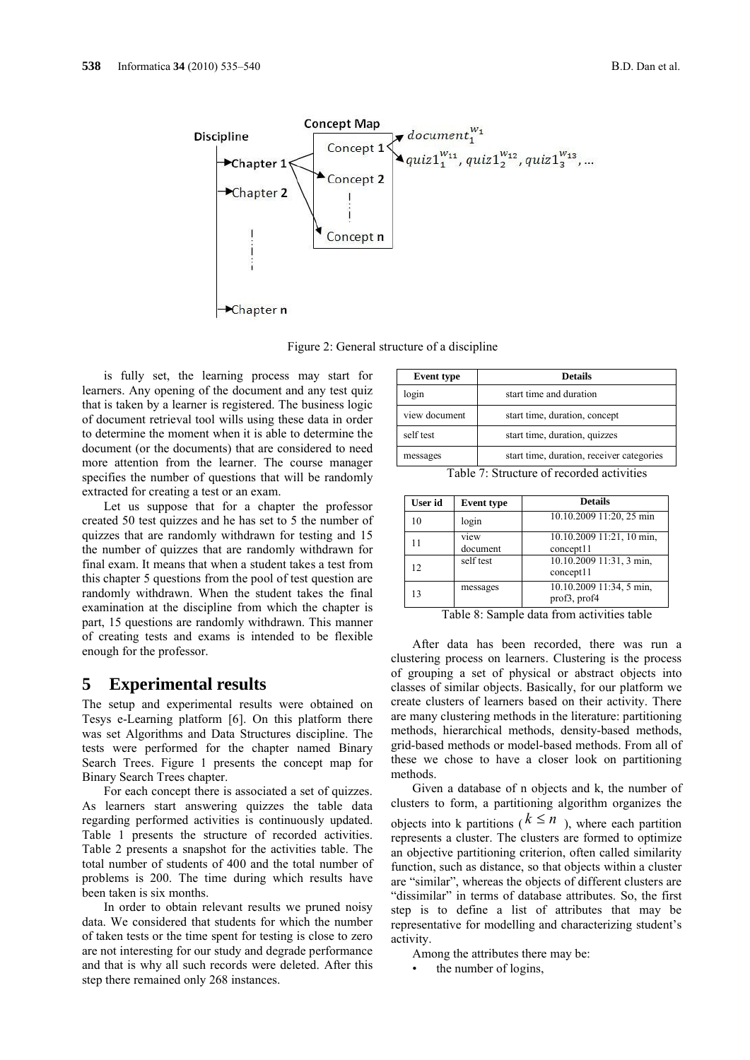Figure 2: General structure of a discipline

is fully set, the learning process may start for learners. Any opening of the document and any test quiz that is taken by a learner is registered. The business logic of document retrieval tool wills using these data in order to determine the moment when it is able to determine the document (or the documents) that are considered to need more attention from the learner. The course manager specifies the number of questions that will be randomly extracted for creating a test or an exam.

Let us suppose that for a chapter the professor created 50 test quizzes and he has set to 5 the number of quizzes that are randomly withdrawn for testing and 15 the number of quizzes that are randomly withdrawn for final exam. It means that when a student takes a test from this chapter 5 questions from the pool of test question are randomly withdrawn. When the student takes the final examination at the discipline from which the chapter is part, 15 questions are randomly withdrawn. This manner of creating tests and exams is intended to be flexible enough for the professor.

# 5 Experimental results

The setup and experimental results were obtained on Tesys e-Learning platform [6]. On this platform there was set Algorithms and Data Structures discipline. The tests were performed for the chapter named Binary Search Trees. Figure 1 presents the concept map for Binary Search Trees chapter.

For each concept there is associated a set of quizzes. As learners start answering quizzes the table data regarding performed activities is continuously updated. Table 1 presents the structure of recorded activities. Table 2 presents a snapshot for the activities table. The total number of students of 400 and the total number of problems is 200. The time during which results have been taken is six months.

In order to obtain relevant results we pruned noisy data. We considered that students for which the number of taken tests or the time spent for testing is close to zero are not interesting for our study and degrade performance and that is why all such records were deleted. After this step there remained only 268 instances.

| Event type | Details |
|---|---|
| login | start time and duration |
| view document | start time, duration, concept |
| self test | start time, duration, quizzes |
| messages | start time, duration, receiver categories |

Table 7: Structure of recorded activities

| User id | Event type | Details |
|---|---|---|
| 10 | login | 10.10.2009 11:20, 25 min |
| 11 | view document | 10.10.2009 11:21, 10 min, concept11 |
| 12 | self test | 10.10.2009 11:31, 3 min, concept11 |
| 13 | messages | 10.10.2009 11:34, 5 min, prof3, prof4 |

Table 8: Sample data from activities table

After data has been recorded, there was run a clustering process on learners. Clustering is the process of grouping a set of physical or abstract objects into classes of similar objects. Basically, for our platform we create clusters of learners based on their activity. There are many clustering methods in the literature: partitioning methods, hierarchical methods, density-based methods, grid-based methods or model-based methods. From all of these we chose to have a closer look on partitioning methods.

Given a database of n objects and k, the number of clusters to form, a partitioning algorithm organizes the objects into k partitions ($k \leq n$), where each partition represents a cluster. The clusters are formed to optimize an objective partitioning criterion, often called similarity function, such as distance, so that objects within a cluster are "similar", whereas the objects of different clusters are "dissimilar" in terms of database attributes. So, the first step is to define a list of attributes that may be representative for modelling and characterizing student's activity.

Among the attributes there may be:

- the number of logins,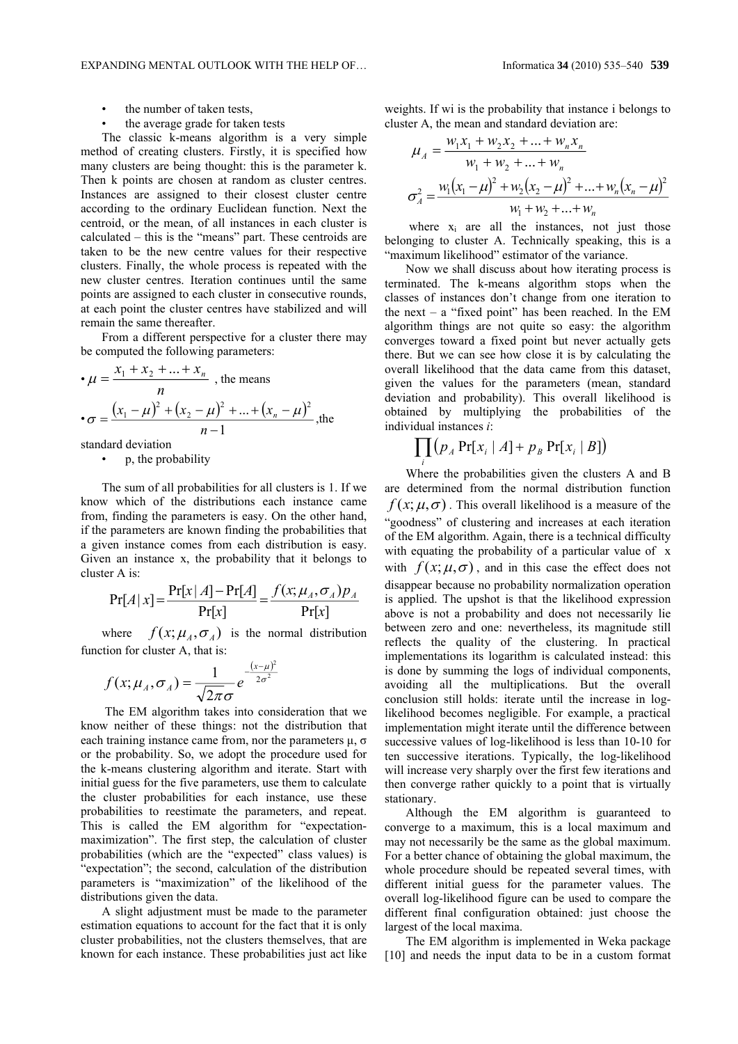- the number of taken tests,
- the average grade for taken tests

The classic k-means algorithm is a very simple method of creating clusters. Firstly, it is specified how many clusters are being thought: this is the parameter k. Then k points are chosen at random as cluster centres. Instances are assigned to their closest cluster centre according to the ordinary Euclidean function. Next the centroid, or the mean, of all instances in each cluster is calculated – this is the "means" part. These centroids are taken to be the new centre values for their respective clusters. Finally, the whole process is repeated with the new cluster centres. Iteration continues until the same points are assigned to each cluster in consecutive rounds, at each point the cluster centres have stabilized and will remain the same thereafter.

From a different perspective for a cluster there may be computed the following parameters:

- $\mu = \dfrac{x_1 + x_2 + \ldots + x_n}{n}$, the means
- $\sigma = \dfrac{(x_1 - \mu)^2 + (x_2 - \mu)^2 + \ldots + (x_n - \mu)^2}{n-1}$, the standard deviation
- p, the probability

The sum of all probabilities for all clusters is 1. If we know which of the distributions each instance came from, finding the parameters is easy. On the other hand, if the parameters are known finding the probabilities that a given instance comes from each distribution is easy. Given an instance x, the probability that it belongs to cluster A is:

$$\Pr[A \mid x] = \frac{\Pr[x \mid A] - \Pr[A]}{\Pr[x]} = \frac{f(x; \mu_A, \sigma_A) p_A}{\Pr[x]}$$

where $f(x; \mu_A, \sigma_A)$ is the normal distribution function for cluster A, that is:

$$f(x; \mu_A, \sigma_A) = \frac{1}{\sqrt{2\pi}\sigma} e^{-\frac{(x-\mu)^2}{2\sigma^2}}$$

The EM algorithm takes into consideration that we know neither of these things: not the distribution that each training instance came from, nor the parameters μ, σ or the probability. So, we adopt the procedure used for the k-means clustering algorithm and iterate. Start with initial guess for the five parameters, use them to calculate the cluster probabilities for each instance, use these probabilities to reestimate the parameters, and repeat. This is called the EM algorithm for "expectation-maximization". The first step, the calculation of cluster probabilities (which are the "expected" class values) is "expectation"; the second, calculation of the distribution parameters is "maximization" of the likelihood of the distributions given the data.

A slight adjustment must be made to the parameter estimation equations to account for the fact that it is only cluster probabilities, not the clusters themselves, that are known for each instance. These probabilities just act like weights. If wi is the probability that instance i belongs to cluster A, the mean and standard deviation are:

$$\mu_A = \frac{w_1 x_1 + w_2 x_2 + \ldots + w_n x_n}{w_1 + w_2 + \ldots + w_n}$$

$$\sigma_A^2 = \frac{w_1 (x_1 - \mu)^2 + w_2 (x_2 - \mu)^2 + \ldots + w_n (x_n - \mu)^2}{w_1 + w_2 + \ldots + w_n}$$

where $x_i$ are all the instances, not just those belonging to cluster A. Technically speaking, this is a "maximum likelihood" estimator of the variance.

Now we shall discuss about how iterating process is terminated. The k-means algorithm stops when the classes of instances don't change from one iteration to the next – a "fixed point" has been reached. In the EM algorithm things are not quite so easy: the algorithm converges toward a fixed point but never actually gets there. But we can see how close it is by calculating the overall likelihood that the data came from this dataset, given the values for the parameters (mean, standard deviation and probability). This overall likelihood is obtained by multiplying the probabilities of the individual instances *i*:

$$\prod_i \left( p_A \Pr[x_i \mid A] + p_B \Pr[x_i \mid B] \right)$$

Where the probabilities given the clusters A and B are determined from the normal distribution function $f(x; \mu, \sigma)$. This overall likelihood is a measure of the "goodness" of clustering and increases at each iteration of the EM algorithm. Again, there is a technical difficulty with equating the probability of a particular value of x with $f(x; \mu, \sigma)$, and in this case the effect does not disappear because no probability normalization operation is applied. The upshot is that the likelihood expression above is not a probability and does not necessarily lie between zero and one: nevertheless, its magnitude still reflects the quality of the clustering. In practical implementations its logarithm is calculated instead: this is done by summing the logs of individual components, avoiding all the multiplications. But the overall conclusion still holds: iterate until the increase in log-likelihood becomes negligible. For example, a practical implementation might iterate until the difference between successive values of log-likelihood is less than 10-10 for ten successive iterations. Typically, the log-likelihood will increase very sharply over the first few iterations and then converge rather quickly to a point that is virtually stationary.

Although the EM algorithm is guaranteed to converge to a maximum, this is a local maximum and may not necessarily be the same as the global maximum. For a better chance of obtaining the global maximum, the whole procedure should be repeated several times, with different initial guess for the parameter values. The overall log-likelihood figure can be used to compare the different final configuration obtained: just choose the largest of the local maxima.

The EM algorithm is implemented in Weka package [10] and needs the input data to be in a custom format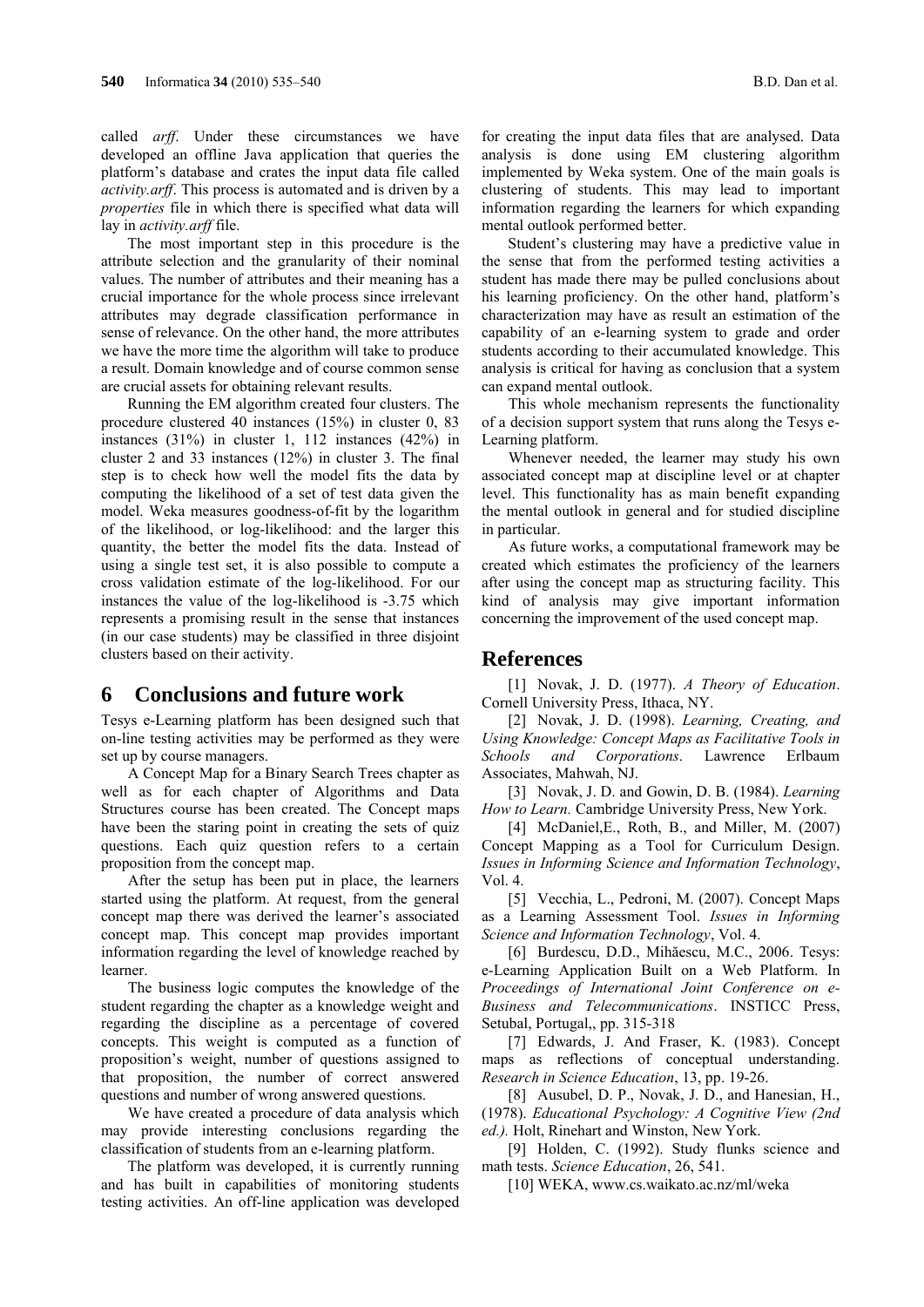called *arff*. Under these circumstances we have developed an offline Java application that queries the platform's database and crates the input data file called *activity.arff*. This process is automated and is driven by a *properties* file in which there is specified what data will lay in *activity.arff* file.

The most important step in this procedure is the attribute selection and the granularity of their nominal values. The number of attributes and their meaning has a crucial importance for the whole process since irrelevant attributes may degrade classification performance in sense of relevance. On the other hand, the more attributes we have the more time the algorithm will take to produce a result. Domain knowledge and of course common sense are crucial assets for obtaining relevant results.

Running the EM algorithm created four clusters. The procedure clustered 40 instances (15%) in cluster 0, 83 instances (31%) in cluster 1, 112 instances (42%) in cluster 2 and 33 instances (12%) in cluster 3. The final step is to check how well the model fits the data by computing the likelihood of a set of test data given the model. Weka measures goodness-of-fit by the logarithm of the likelihood, or log-likelihood: and the larger this quantity, the better the model fits the data. Instead of using a single test set, it is also possible to compute a cross validation estimate of the log-likelihood. For our instances the value of the log-likelihood is -3.75 which represents a promising result in the sense that instances (in our case students) may be classified in three disjoint clusters based on their activity.

## 6 Conclusions and future work

Tesys e-Learning platform has been designed such that on-line testing activities may be performed as they were set up by course managers.

A Concept Map for a Binary Search Trees chapter as well as for each chapter of Algorithms and Data Structures course has been created. The Concept maps have been the staring point in creating the sets of quiz questions. Each quiz question refers to a certain proposition from the concept map.

After the setup has been put in place, the learners started using the platform. At request, from the general concept map there was derived the learner's associated concept map. This concept map provides important information regarding the level of knowledge reached by learner.

The business logic computes the knowledge of the student regarding the chapter as a knowledge weight and regarding the discipline as a percentage of covered concepts. This weight is computed as a function of proposition's weight, number of questions assigned to that proposition, the number of correct answered questions and number of wrong answered questions.

We have created a procedure of data analysis which may provide interesting conclusions regarding the classification of students from an e-learning platform.

The platform was developed, it is currently running and has built in capabilities of monitoring students testing activities. An off-line application was developed for creating the input data files that are analysed. Data analysis is done using EM clustering algorithm implemented by Weka system. One of the main goals is clustering of students. This may lead to important information regarding the learners for which expanding mental outlook performed better.

Student's clustering may have a predictive value in the sense that from the performed testing activities a student has made there may be pulled conclusions about his learning proficiency. On the other hand, platform's characterization may have as result an estimation of the capability of an e-learning system to grade and order students according to their accumulated knowledge. This analysis is critical for having as conclusion that a system can expand mental outlook.

This whole mechanism represents the functionality of a decision support system that runs along the Tesys e-Learning platform.

Whenever needed, the learner may study his own associated concept map at discipline level or at chapter level. This functionality has as main benefit expanding the mental outlook in general and for studied discipline in particular.

As future works, a computational framework may be created which estimates the proficiency of the learners after using the concept map as structuring facility. This kind of analysis may give important information concerning the improvement of the used concept map.

## References

[1] Novak, J. D. (1977). *A Theory of Education*. Cornell University Press, Ithaca, NY.

[2] Novak, J. D. (1998). *Learning, Creating, and Using Knowledge: Concept Maps as Facilitative Tools in Schools and Corporations*. Lawrence Erlbaum Associates, Mahwah, NJ.

[3] Novak, J. D. and Gowin, D. B. (1984). *Learning How to Learn.* Cambridge University Press, New York.

[4] McDaniel,E., Roth, B., and Miller, M. (2007) Concept Mapping as a Tool for Curriculum Design. *Issues in Informing Science and Information Technology*, Vol. 4.

[5] Vecchia, L., Pedroni, M. (2007). Concept Maps as a Learning Assessment Tool. *Issues in Informing Science and Information Technology*, Vol. 4.

[6] Burdescu, D.D., Mihăescu, M.C., 2006. Tesys: e-Learning Application Built on a Web Platform. In *Proceedings of International Joint Conference on e-Business and Telecommunications*. INSTICC Press, Setubal, Portugal,, pp. 315-318

[7] Edwards, J. And Fraser, K. (1983). Concept maps as reflections of conceptual understanding. *Research in Science Education*, 13, pp. 19-26.

[8] Ausubel, D. P., Novak, J. D., and Hanesian, H., (1978). *Educational Psychology: A Cognitive View (2nd ed.).* Holt, Rinehart and Winston, New York.

[9] Holden, C. (1992). Study flunks science and math tests. *Science Education*, 26, 541.

[10] WEKA, www.cs.waikato.ac.nz/ml/weka